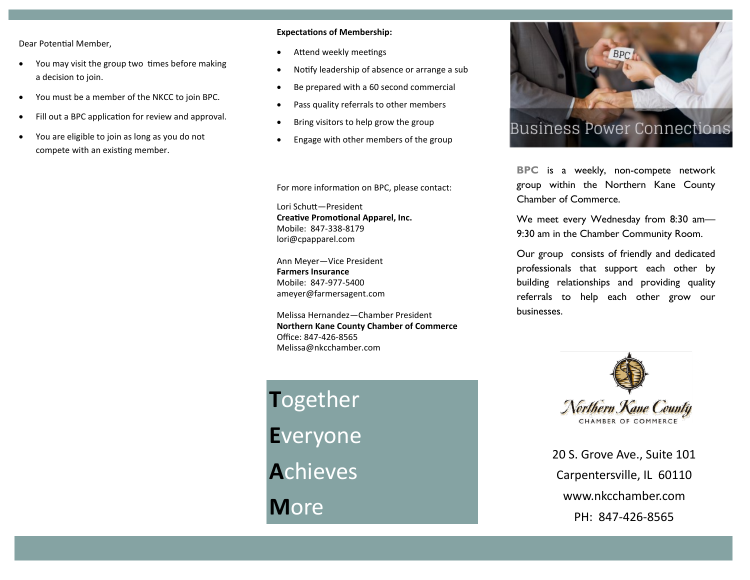Dear Potential Member,

- You may visit the group two times before making a decision to join.
- You must be a member of the NKCC to join BPC.
- Fill out a BPC application for review and approval.
- You are eligible to join as long as you do not compete with an existing member.

**Expectations of Membership:**

- Attend weekly meetings
- Notify leadership of absence or arrange a sub
- Be prepared with a 60 second commercial
- Pass quality referrals to other members
- Bring visitors to help grow the group
- Engage with other members of the group

For more information on BPC, please contact:

Lori Schutt—President
**Creative Promotional Apparel, Inc.**
Mobile: 847-338-8179
lori@cpapparel.com

Ann Meyer—Vice President
**Farmers Insurance**
Mobile: 847-977-5400
ameyer@farmersagent.com

Melissa Hernandez—Chamber President
**Northern Kane County Chamber of Commerce**
Office: 847-426-8565
Melissa@nkcchamber.com

**T**ogether

**E**veryone

**A**chieves

**M**ore

# Business Power Connections

**BPC** is a weekly, non-compete network group within the Northern Kane County Chamber of Commerce.

We meet every Wednesday from 8:30 am—9:30 am in the Chamber Community Room.

Our group consists of friendly and dedicated professionals that support each other by building relationships and providing quality referrals to help each other grow our businesses.

Northern Kane County
CHAMBER OF COMMERCE

20 S. Grove Ave., Suite 101
Carpentersville, IL 60110
www.nkcchamber.com
PH: 847-426-8565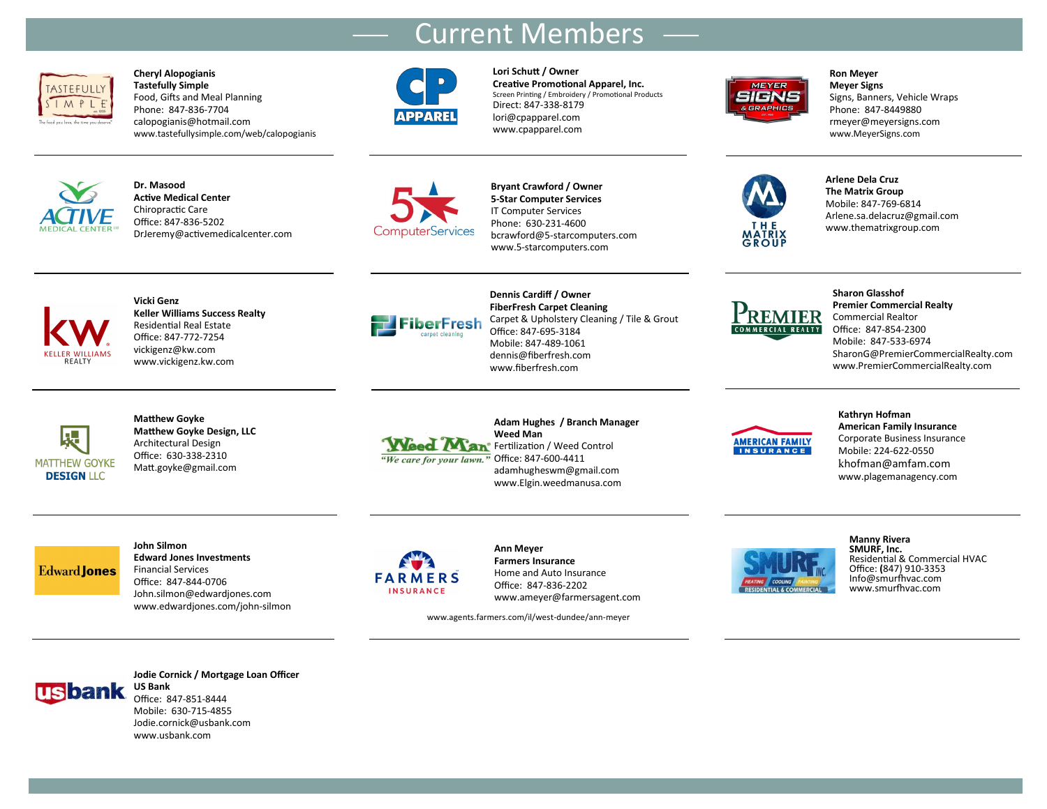# Current Members

**Cheryl Alopogianis**
**Tastefully Simple**
Food, Gifts and Meal Planning
Phone: 847-836-7704
calopogianis@hotmail.com
www.tastefullysimple.com/web/calopogianis

**Lori Schutt / Owner**
**Creative Promotional Apparel, Inc.**
Screen Printing / Embroidery / Promotional Products
Direct: 847-338-8179
lori@cpapparel.com
www.cpapparel.com

**Ron Meyer**
**Meyer Signs**
Signs, Banners, Vehicle Wraps
Phone: 847-8449880
rmeyer@meyersigns.com
www.MeyerSigns.com

---

**Dr. Masood**
**Active Medical Center**
Chiropractic Care
Office: 847-836-5202
DrJeremy@activemedicalcenter.com

**Bryant Crawford / Owner**
**5-Star Computer Services**
IT Computer Services
Phone: 630-231-4600
bcrawford@5-starcomputers.com
www.5-starcomputers.com

**Arlene Dela Cruz**
**The Matrix Group**
Mobile: 847-769-6814
Arlene.sa.delacruz@gmail.com
www.thematrixgroup.com

---

**Vicki Genz**
**Keller Williams Success Realty**
Residential Real Estate
Phone: 847-772-7254
vickigenz@kw.com
www.vickigenz.kw.com

**Dennis Cardiff / Owner**
**FiberFresh Carpet Cleaning**
Carpet & Upholstery Cleaning / Tile & Grout
Office: 847-695-3184
Mobile: 847-489-1061
dennis@fiberfresh.com
www.fiberfresh.com

**Sharon Glasshof**
**Premier Commercial Realty**
Commercial Realtor
Office: 847-854-2300
Mobile: 847-533-6974
SharonG@PremierCommercialRealty.com
www.PremierCommercialRealty.com

---

**Matthew Goyke**
**Matthew Goyke Design, LLC**
Architectural Design
Office: 630-338-2310
Matt.goyke@gmail.com

**Adam Hughes / Branch Manager**
**Weed Man**
Fertilization / Weed Control
Office: 847-600-4411
adamhugheswm@gmail.com
www.Elgin.weedmanusa.com

**Kathryn Hofman**
**American Family Insurance**
Corporate Business Insurance
Mobile: 224-622-0550
khofman@amfam.com
www.plagemanagency.com

---

**John Silmon**
**Edward Jones Investments**
Financial Services
Office: 847-844-0706
John.silmon@edwardjones.com
www.edwardjones.com/john-silmon

**Ann Meyer**
**Farmers Insurance**
Home and Auto Insurance
Office: 847-836-2202
www.ameyer@farmersagent.com
www.agents.farmers.com/il/west-dundee/ann-meyer

**Manny Rivera**
**SMURF, Inc.**
Residential & Commercial HVAC
Office: (847) 910-3353
Info@smurfhvac.com
www.smurfhvac.com

---

**Jodie Cornick / Mortgage Loan Officer**
**US Bank**
Office: 847-851-8444
Mobile: 630-715-4855
Jodie.cornick@usbank.com
www.usbank.com